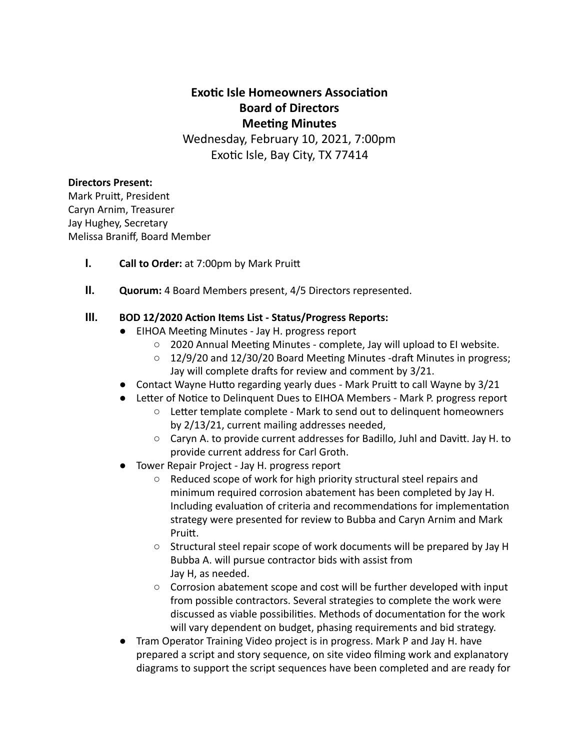# Exotic Isle Homeowners Association
## Board of Directors
## Meeting Minutes

Wednesday, February 10, 2021, 7:00pm
Exotic Isle, Bay City, TX 77414

**Directors Present:**
Mark Pruitt, President
Caryn Arnim, Treasurer
Jay Hughey, Secretary
Melissa Braniff, Board Member

I. **Call to Order:** at 7:00pm by Mark Pruitt

II. **Quorum:** 4 Board Members present, 4/5 Directors represented.

III. **BOD 12/2020 Action Items List - Status/Progress Reports:**

- EIHOA Meeting Minutes - Jay H. progress report
    - 2020 Annual Meeting Minutes - complete, Jay will upload to EI website.
    - 12/9/20 and 12/30/20 Board Meeting Minutes -draft Minutes in progress; Jay will complete drafts for review and comment by 3/21.
- Contact Wayne Hutto regarding yearly dues - Mark Pruitt to call Wayne by 3/21
- Letter of Notice to Delinquent Dues to EIHOA Members - Mark P. progress report
    - Letter template complete - Mark to send out to delinquent homeowners by 2/13/21, current mailing addresses needed,
    - Caryn A. to provide current addresses for Badillo, Juhl and Davitt. Jay H. to provide current address for Carl Groth.
- Tower Repair Project - Jay H. progress report
    - Reduced scope of work for high priority structural steel repairs and minimum required corrosion abatement has been completed by Jay H. Including evaluation of criteria and recommendations for implementation strategy were presented for review to Bubba and Caryn Arnim and Mark Pruitt.
    - Structural steel repair scope of work documents will be prepared by Jay H Bubba A. will pursue contractor bids with assist from Jay H, as needed.
    - Corrosion abatement scope and cost will be further developed with input from possible contractors. Several strategies to complete the work were discussed as viable possibilities. Methods of documentation for the work will vary dependent on budget, phasing requirements and bid strategy.
- Tram Operator Training Video project is in progress. Mark P and Jay H. have prepared a script and story sequence, on site video filming work and explanatory diagrams to support the script sequences have been completed and are ready for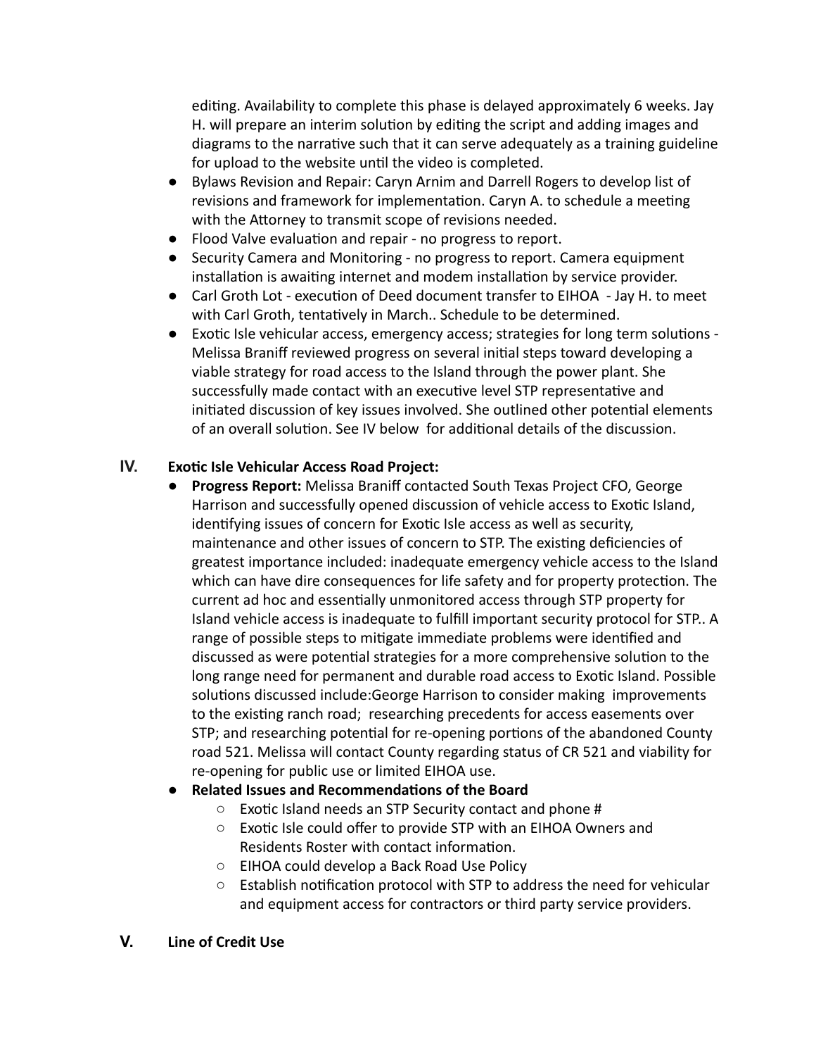editing. Availability to complete this phase is delayed approximately 6 weeks. Jay H. will prepare an interim solution by editing the script and adding images and diagrams to the narrative such that it can serve adequately as a training guideline for upload to the website until the video is completed.

- Bylaws Revision and Repair: Caryn Arnim and Darrell Rogers to develop list of revisions and framework for implementation. Caryn A. to schedule a meeting with the Attorney to transmit scope of revisions needed.
- Flood Valve evaluation and repair - no progress to report.
- Security Camera and Monitoring - no progress to report. Camera equipment installation is awaiting internet and modem installation by service provider.
- Carl Groth Lot - execution of Deed document transfer to EIHOA - Jay H. to meet with Carl Groth, tentatively in March.. Schedule to be determined.
- Exotic Isle vehicular access, emergency access; strategies for long term solutions - Melissa Braniff reviewed progress on several initial steps toward developing a viable strategy for road access to the Island through the power plant. She successfully made contact with an executive level STP representative and initiated discussion of key issues involved. She outlined other potential elements of an overall solution. See IV below for additional details of the discussion.

## IV. Exotic Isle Vehicular Access Road Project:

- **Progress Report:** Melissa Braniff contacted South Texas Project CFO, George Harrison and successfully opened discussion of vehicle access to Exotic Island, identifying issues of concern for Exotic Isle access as well as security, maintenance and other issues of concern to STP. The existing deficiencies of greatest importance included: inadequate emergency vehicle access to the Island which can have dire consequences for life safety and for property protection. The current ad hoc and essentially unmonitored access through STP property for Island vehicle access is inadequate to fulfill important security protocol for STP.. A range of possible steps to mitigate immediate problems were identified and discussed as were potential strategies for a more comprehensive solution to the long range need for permanent and durable road access to Exotic Island. Possible solutions discussed include:George Harrison to consider making improvements to the existing ranch road; researching precedents for access easements over STP; and researching potential for re-opening portions of the abandoned County road 521. Melissa will contact County regarding status of CR 521 and viability for re-opening for public use or limited EIHOA use.
- **Related Issues and Recommendations of the Board**
  - Exotic Island needs an STP Security contact and phone #
  - Exotic Isle could offer to provide STP with an EIHOA Owners and Residents Roster with contact information.
  - EIHOA could develop a Back Road Use Policy
  - Establish notification protocol with STP to address the need for vehicular and equipment access for contractors or third party service providers.

## V. Line of Credit Use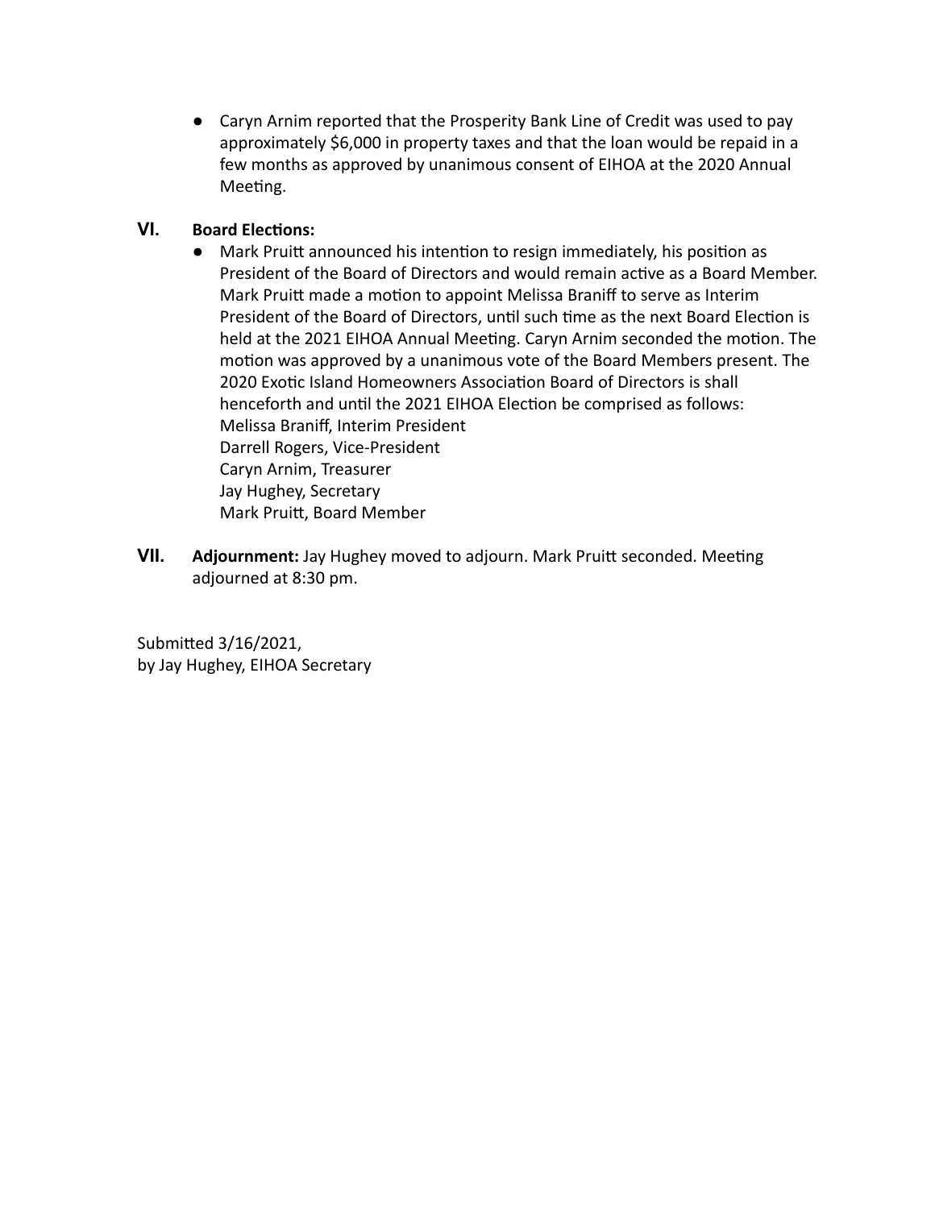- Caryn Arnim reported that the Prosperity Bank Line of Credit was used to pay approximately $6,000 in property taxes and that the loan would be repaid in a few months as approved by unanimous consent of EIHOA at the 2020 Annual Meeting.

**VI. Board Elections:**

- Mark Pruitt announced his intention to resign immediately, his position as President of the Board of Directors and would remain active as a Board Member. Mark Pruitt made a motion to appoint Melissa Braniff to serve as Interim President of the Board of Directors, until such time as the next Board Election is held at the 2021 EIHOA Annual Meeting. Caryn Arnim seconded the motion. The motion was approved by a unanimous vote of the Board Members present. The 2020 Exotic Island Homeowners Association Board of Directors is shall henceforth and until the 2021 EIHOA Election be comprised as follows:
  Melissa Braniff, Interim President
  Darrell Rogers, Vice-President
  Caryn Arnim, Treasurer
  Jay Hughey, Secretary
  Mark Pruitt, Board Member

**VII. Adjournment:** Jay Hughey moved to adjourn. Mark Pruitt seconded. Meeting adjourned at 8:30 pm.

Submitted 3/16/2021,
by Jay Hughey, EIHOA Secretary